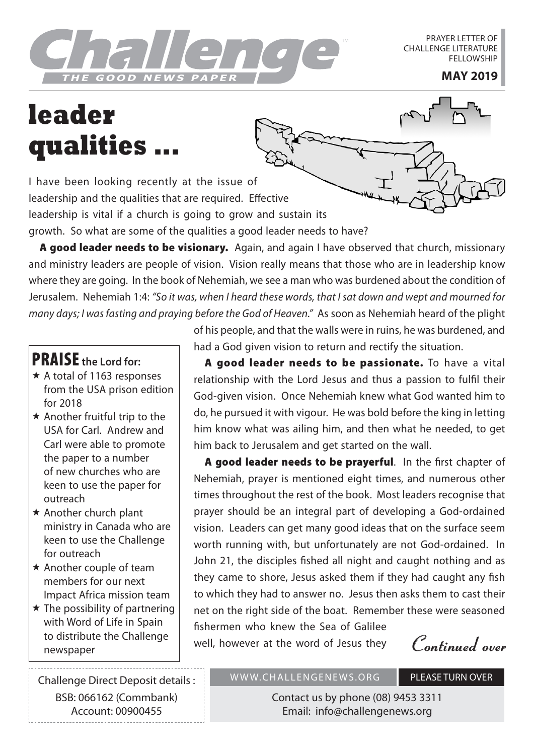# Challenge™

THE GOOD NEWS PAPER

PRAYER LETTER OF CHALLENGE LITERATURE FELLOWSHIP

**MAY 2019**

# leader qualities ...

I have been looking recently at the issue of leadership and the qualities that are required. Effective leadership is vital if a church is going to grow and sustain its growth. So what are some of the qualities a good leader needs to have?

**A good leader needs to be visionary.** Again, and again I have observed that church, missionary and ministry leaders are people of vision. Vision really means that those who are in leadership know where they are going. In the book of Nehemiah, we see a man who was burdened about the condition of Jerusalem. Nehemiah 1:4: *"So it was, when I heard these words, that I sat down and wept and mourned for many days; I was fasting and praying before the God of Heaven."* As soon as Nehemiah heard of the plight of his people, and that the walls were in ruins, he was burdened, and had a God given vision to return and rectify the situation.

**A good leader needs to be passionate.** To have a vital relationship with the Lord Jesus and thus a passion to fulfil their God-given vision. Once Nehemiah knew what God wanted him to do, he pursued it with vigour. He was bold before the king in letting him know what was ailing him, and then what he needed, to get him back to Jerusalem and get started on the wall.

**A good leader needs to be prayerful**. In the first chapter of Nehemiah, prayer is mentioned eight times, and numerous other times throughout the rest of the book. Most leaders recognise that prayer should be an integral part of developing a God-ordained vision. Leaders can get many good ideas that on the surface seem worth running with, but unfortunately are not God-ordained. In John 21, the disciples fished all night and caught nothing and as they came to shore, Jesus asked them if they had caught any fish to which they had to answer no. Jesus then asks them to cast their net on the right side of the boat. Remember these were seasoned fishermen who knew the Sea of Galilee well, however at the word of Jesus they

*Continued over*

## PRAISE the Lord for:

- ★ A total of 1163 responses from the USA prison edition for 2018
- ★ Another fruitful trip to the USA for Carl. Andrew and Carl were able to promote the paper to a number of new churches who are keen to use the paper for outreach
- ★ Another church plant ministry in Canada who are keen to use the Challenge for outreach
- ★ Another couple of team members for our next Impact Africa mission team
- ★ The possibility of partnering with Word of Life in Spain to distribute the Challenge newspaper

Challenge Direct Deposit details :
BSB: 066162 (Commbank)
Account: 00900455

WWW.CHALLENGENEWS.ORG | PLEASE TURN OVER

Contact us by phone (08) 9453 3311
Email: info@challengenews.org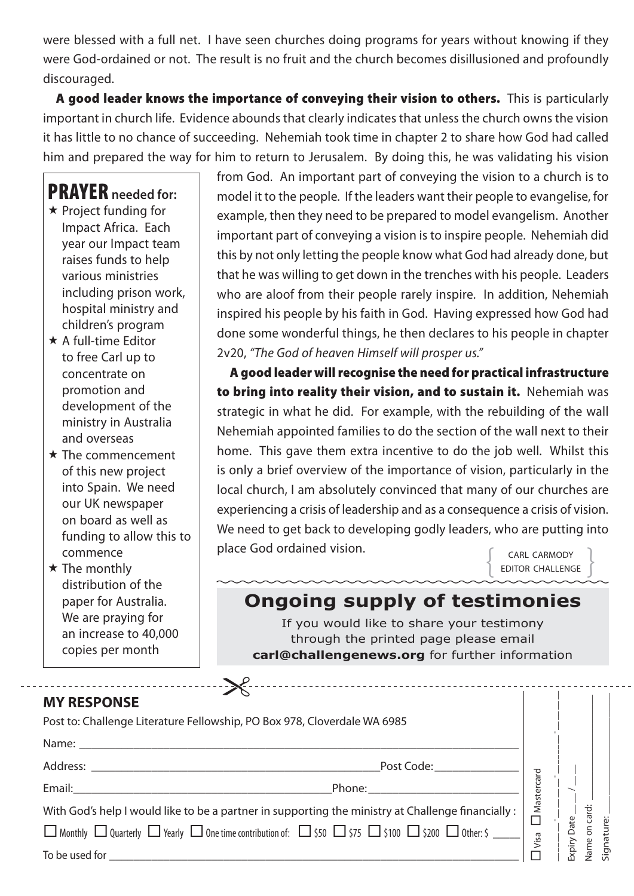were blessed with a full net. I have seen churches doing programs for years without knowing if they were God-ordained or not. The result is no fruit and the church becomes disillusioned and profoundly discouraged.

**A good leader knows the importance of conveying their vision to others.** This is particularly important in church life. Evidence abounds that clearly indicates that unless the church owns the vision it has little to no chance of succeeding. Nehemiah took time in chapter 2 to share how God had called him and prepared the way for him to return to Jerusalem. By doing this, he was validating his vision from God. An important part of conveying the vision to a church is to model it to the people. If the leaders want their people to evangelise, for example, then they need to be prepared to model evangelism. Another important part of conveying a vision is to inspire people. Nehemiah did this by not only letting the people know what God had already done, but that he was willing to get down in the trenches with his people. Leaders who are aloof from their people rarely inspire. In addition, Nehemiah inspired his people by his faith in God. Having expressed how God had done some wonderful things, he then declares to his people in chapter 2v20, *"The God of heaven Himself will prosper us."*

**A good leader will recognise the need for practical infrastructure to bring into reality their vision, and to sustain it.** Nehemiah was strategic in what he did. For example, with the rebuilding of the wall Nehemiah appointed families to do the section of the wall next to their home. This gave them extra incentive to do the job well. Whilst this is only a brief overview of the importance of vision, particularly in the local church, I am absolutely convinced that many of our churches are experiencing a crisis of leadership and as a consequence a crisis of vision. We need to get back to developing godly leaders, who are putting into place God ordained vision.

CARL CARMODY
EDITOR CHALLENGE

## PRAYER needed for:

- ★ Project funding for Impact Africa. Each year our Impact team raises funds to help various ministries including prison work, hospital ministry and children's program
- ★ A full-time Editor to free Carl up to concentrate on promotion and development of the ministry in Australia and overseas
- ★ The commencement of this new project into Spain. We need our UK newspaper on board as well as funding to allow this to commence
- ★ The monthly distribution of the paper for Australia. We are praying for an increase to 40,000 copies per month

## Ongoing supply of testimonies

If you would like to share your testimony through the printed page please email **carl@challengenews.org** for further information

## MY RESPONSE

Post to: Challenge Literature Fellowship, PO Box 978, Cloverdale WA 6985

Name: ______________________________

Address: ______________________________ Post Code: ______________

Email: ______________________________ Phone: ______________

With God's help I would like to be a partner in supporting the ministry at Challenge financially :

☐ Monthly ☐ Quarterly ☐ Yearly ☐ One time contribution of: ☐ $50 ☐ $75 ☐ $100 ☐ $200 ☐ Other: $ ______

To be used for ______________________________

☐ Visa ☐ Mastercard

____ - ____ - ____ - ____

Expiry Date __ __ / __ __

Name on card: ______________

Signature: ______________